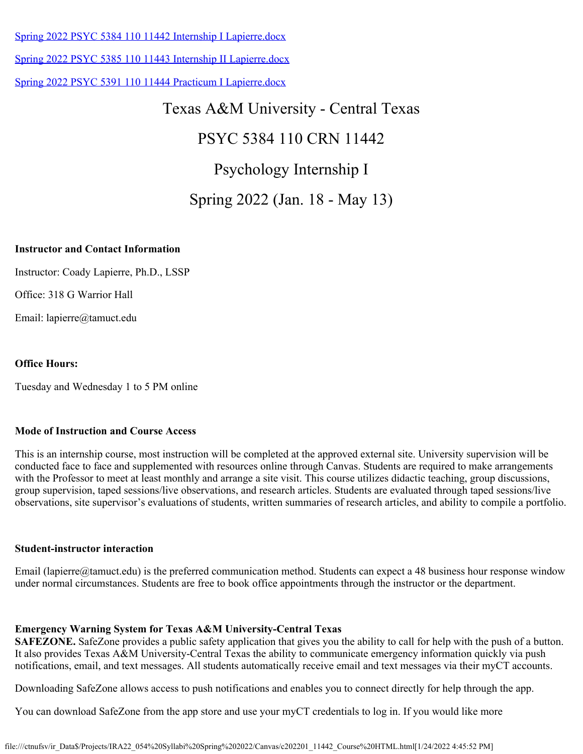[Spring 2022 PSYC 5384 110 11442 Internship I Lapierre.docx]

[Spring 2022 PSYC 5385 110 11443 Internship II Lapierre.docx]

[Spring 2022 PSYC 5391 110 11444 Practicum I Lapierre.docx]

# Texas A&M University - Central Texas

# PSYC 5384 110 CRN 11442

# Psychology Internship I

# Spring 2022 (Jan. 18 - May 13)

**Instructor and Contact Information**

Instructor: Coady Lapierre, Ph.D., LSSP

Office: 318 G Warrior Hall

Email: lapierre@tamuct.edu

**Office Hours:**

Tuesday and Wednesday 1 to 5 PM online

**Mode of Instruction and Course Access**

This is an internship course, most instruction will be completed at the approved external site. University supervision will be conducted face to face and supplemented with resources online through Canvas. Students are required to make arrangements with the Professor to meet at least monthly and arrange a site visit. This course utilizes didactic teaching, group discussions, group supervision, taped sessions/live observations, and research articles. Students are evaluated through taped sessions/live observations, site supervisor's evaluations of students, written summaries of research articles, and ability to compile a portfolio.

**Student-instructor interaction**

Email (lapierre@tamuct.edu) is the preferred communication method. Students can expect a 48 business hour response window under normal circumstances. Students are free to book office appointments through the instructor or the department.

**Emergency Warning System for Texas A&M University-Central Texas**

**SAFEZONE.** SafeZone provides a public safety application that gives you the ability to call for help with the push of a button. It also provides Texas A&M University-Central Texas the ability to communicate emergency information quickly via push notifications, email, and text messages. All students automatically receive email and text messages via their myCT accounts.

Downloading SafeZone allows access to push notifications and enables you to connect directly for help through the app.

You can download SafeZone from the app store and use your myCT credentials to log in. If you would like more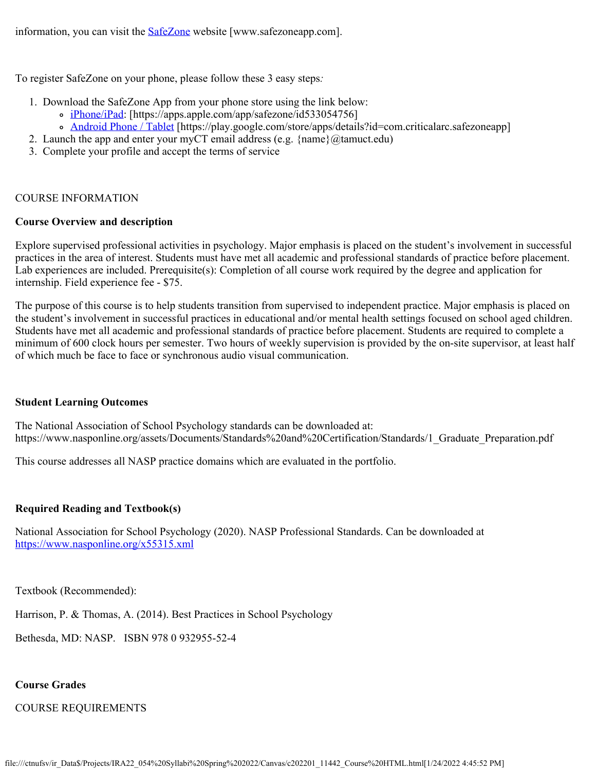information, you can visit the SafeZone website [www.safezoneapp.com].

To register SafeZone on your phone, please follow these 3 easy steps:

1. Download the SafeZone App from your phone store using the link below:
   - iPhone/iPad: [https://apps.apple.com/app/safezone/id533054756]
   - Android Phone / Tablet [https://play.google.com/store/apps/details?id=com.criticalarc.safezoneapp]
2. Launch the app and enter your myCT email address (e.g. {name}@tamuct.edu)
3. Complete your profile and accept the terms of service

COURSE INFORMATION

**Course Overview and description**

Explore supervised professional activities in psychology. Major emphasis is placed on the student's involvement in successful practices in the area of interest. Students must have met all academic and professional standards of practice before placement. Lab experiences are included. Prerequisite(s): Completion of all course work required by the degree and application for internship. Field experience fee - $75.

The purpose of this course is to help students transition from supervised to independent practice. Major emphasis is placed on the student's involvement in successful practices in educational and/or mental health settings focused on school aged children. Students have met all academic and professional standards of practice before placement. Students are required to complete a minimum of 600 clock hours per semester. Two hours of weekly supervision is provided by the on-site supervisor, at least half of which much be face to face or synchronous audio visual communication.

**Student Learning Outcomes**

The National Association of School Psychology standards can be downloaded at: https://www.nasponline.org/assets/Documents/Standards%20and%20Certification/Standards/1_Graduate_Preparation.pdf

This course addresses all NASP practice domains which are evaluated in the portfolio.

**Required Reading and Textbook(s)**

National Association for School Psychology (2020). NASP Professional Standards. Can be downloaded at https://www.nasponline.org/x55315.xml

Textbook (Recommended):

Harrison, P. & Thomas, A. (2014). Best Practices in School Psychology

Bethesda, MD: NASP. ISBN 978 0 932955-52-4

**Course Grades**

COURSE REQUIREMENTS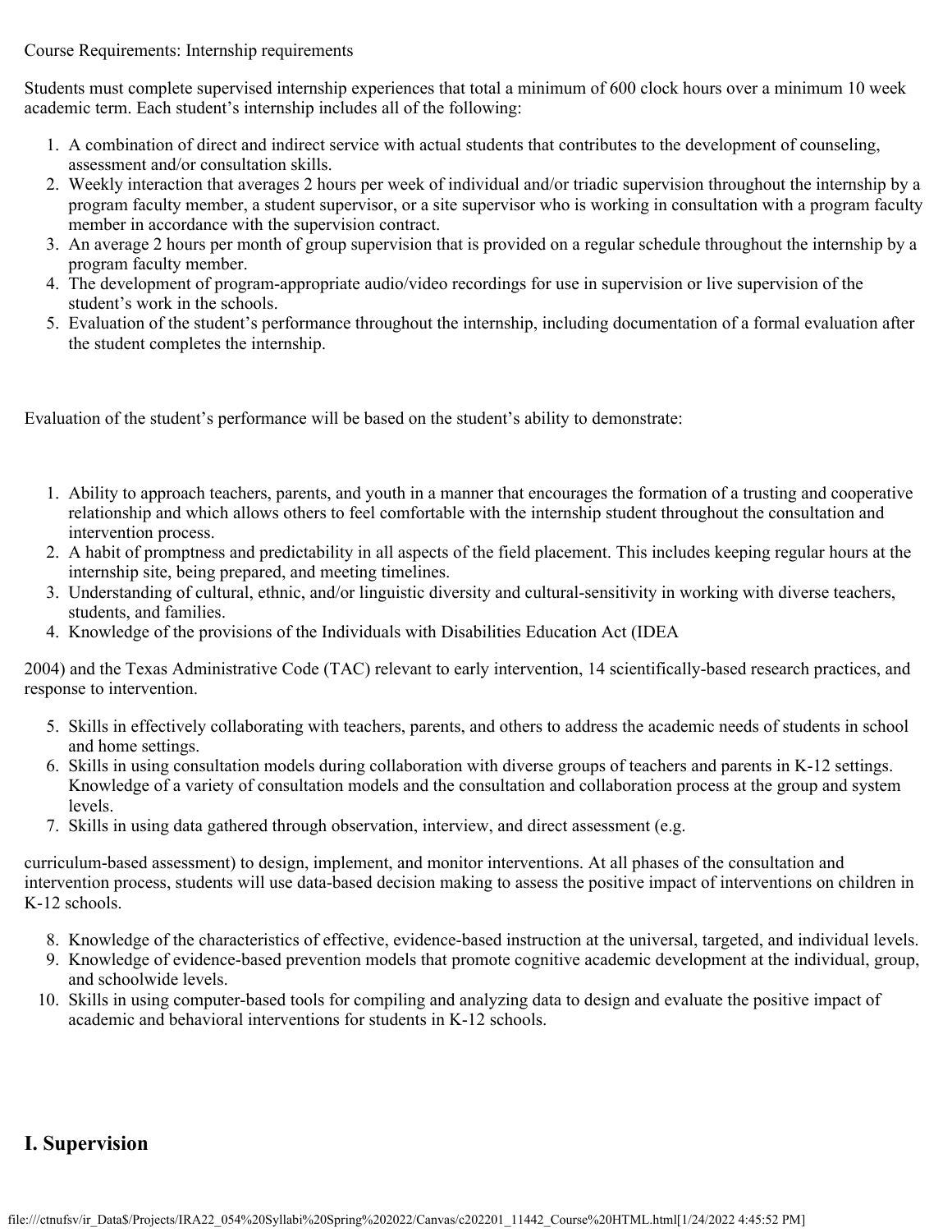Course Requirements: Internship requirements

Students must complete supervised internship experiences that total a minimum of 600 clock hours over a minimum 10 week academic term. Each student's internship includes all of the following:

1. A combination of direct and indirect service with actual students that contributes to the development of counseling, assessment and/or consultation skills.
2. Weekly interaction that averages 2 hours per week of individual and/or triadic supervision throughout the internship by a program faculty member, a student supervisor, or a site supervisor who is working in consultation with a program faculty member in accordance with the supervision contract.
3. An average 2 hours per month of group supervision that is provided on a regular schedule throughout the internship by a program faculty member.
4. The development of program-appropriate audio/video recordings for use in supervision or live supervision of the student's work in the schools.
5. Evaluation of the student's performance throughout the internship, including documentation of a formal evaluation after the student completes the internship.

Evaluation of the student's performance will be based on the student's ability to demonstrate:

1. Ability to approach teachers, parents, and youth in a manner that encourages the formation of a trusting and cooperative relationship and which allows others to feel comfortable with the internship student throughout the consultation and intervention process.
2. A habit of promptness and predictability in all aspects of the field placement. This includes keeping regular hours at the internship site, being prepared, and meeting timelines.
3. Understanding of cultural, ethnic, and/or linguistic diversity and cultural-sensitivity in working with diverse teachers, students, and families.
4. Knowledge of the provisions of the Individuals with Disabilities Education Act (IDEA

2004) and the Texas Administrative Code (TAC) relevant to early intervention, 14 scientifically-based research practices, and response to intervention.

5. Skills in effectively collaborating with teachers, parents, and others to address the academic needs of students in school and home settings.
6. Skills in using consultation models during collaboration with diverse groups of teachers and parents in K-12 settings. Knowledge of a variety of consultation models and the consultation and collaboration process at the group and system levels.
7. Skills in using data gathered through observation, interview, and direct assessment (e.g.

curriculum-based assessment) to design, implement, and monitor interventions. At all phases of the consultation and intervention process, students will use data-based decision making to assess the positive impact of interventions on children in K-12 schools.

8. Knowledge of the characteristics of effective, evidence-based instruction at the universal, targeted, and individual levels.
9. Knowledge of evidence-based prevention models that promote cognitive academic development at the individual, group, and schoolwide levels.
10. Skills in using computer-based tools for compiling and analyzing data to design and evaluate the positive impact of academic and behavioral interventions for students in K-12 schools.

## I. Supervision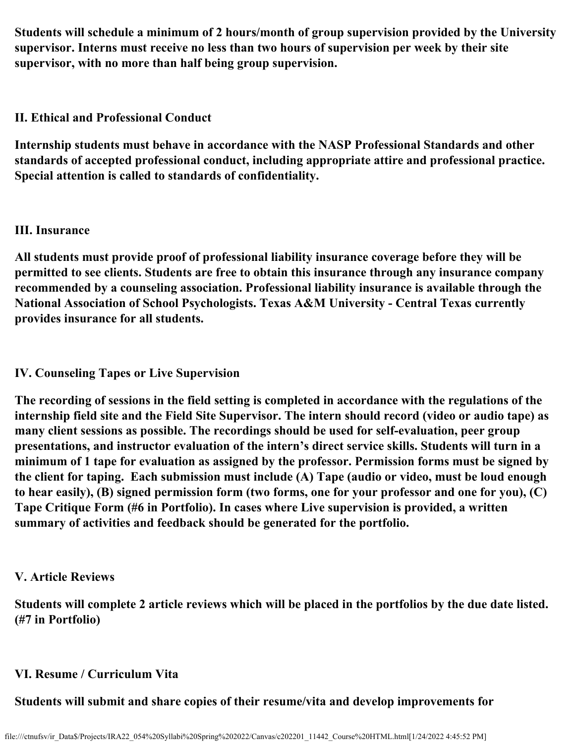**Students will schedule a minimum of 2 hours/month of group supervision provided by the University supervisor. Interns must receive no less than two hours of supervision per week by their site supervisor, with no more than half being group supervision.**

## II. Ethical and Professional Conduct

**Internship students must behave in accordance with the NASP Professional Standards and other standards of accepted professional conduct, including appropriate attire and professional practice. Special attention is called to standards of confidentiality.**

## III. Insurance

**All students must provide proof of professional liability insurance coverage before they will be permitted to see clients. Students are free to obtain this insurance through any insurance company recommended by a counseling association. Professional liability insurance is available through the National Association of School Psychologists. Texas A&M University - Central Texas currently provides insurance for all students.**

## IV. Counseling Tapes or Live Supervision

**The recording of sessions in the field setting is completed in accordance with the regulations of the internship field site and the Field Site Supervisor. The intern should record (video or audio tape) as many client sessions as possible. The recordings should be used for self-evaluation, peer group presentations, and instructor evaluation of the intern's direct service skills. Students will turn in a minimum of 1 tape for evaluation as assigned by the professor. Permission forms must be signed by the client for taping. Each submission must include (A) Tape (audio or video, must be loud enough to hear easily), (B) signed permission form (two forms, one for your professor and one for you), (C) Tape Critique Form (#6 in Portfolio). In cases where Live supervision is provided, a written summary of activities and feedback should be generated for the portfolio.**

## V. Article Reviews

**Students will complete 2 article reviews which will be placed in the portfolios by the due date listed. (#7 in Portfolio)**

## VI. Resume / Curriculum Vita

**Students will submit and share copies of their resume/vita and develop improvements for**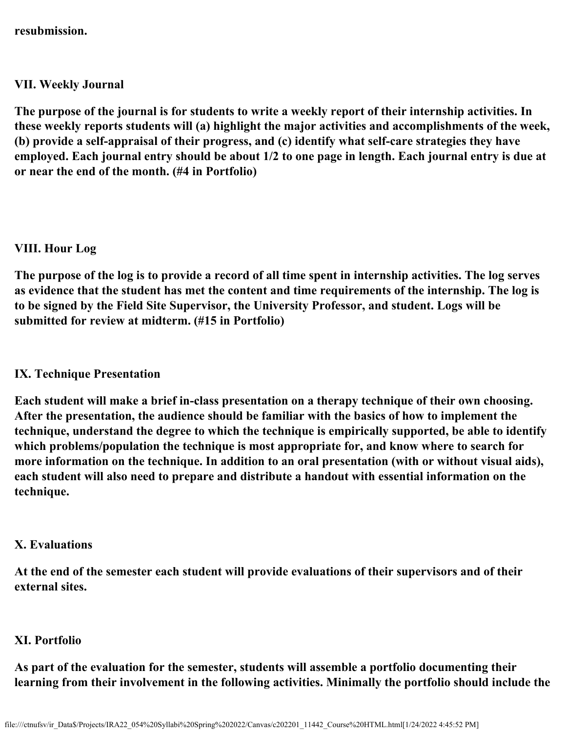**resubmission.**

### VII. Weekly Journal

**The purpose of the journal is for students to write a weekly report of their internship activities. In these weekly reports students will (a) highlight the major activities and accomplishments of the week, (b) provide a self-appraisal of their progress, and (c) identify what self-care strategies they have employed. Each journal entry should be about 1/2 to one page in length. Each journal entry is due at or near the end of the month. (#4 in Portfolio)**

### VIII. Hour Log

**The purpose of the log is to provide a record of all time spent in internship activities. The log serves as evidence that the student has met the content and time requirements of the internship. The log is to be signed by the Field Site Supervisor, the University Professor, and student. Logs will be submitted for review at midterm. (#15 in Portfolio)**

### IX. Technique Presentation

**Each student will make a brief in-class presentation on a therapy technique of their own choosing. After the presentation, the audience should be familiar with the basics of how to implement the technique, understand the degree to which the technique is empirically supported, be able to identify which problems/population the technique is most appropriate for, and know where to search for more information on the technique. In addition to an oral presentation (with or without visual aids), each student will also need to prepare and distribute a handout with essential information on the technique.**

### X. Evaluations

**At the end of the semester each student will provide evaluations of their supervisors and of their external sites.**

### XI. Portfolio

**As part of the evaluation for the semester, students will assemble a portfolio documenting their learning from their involvement in the following activities. Minimally the portfolio should include the**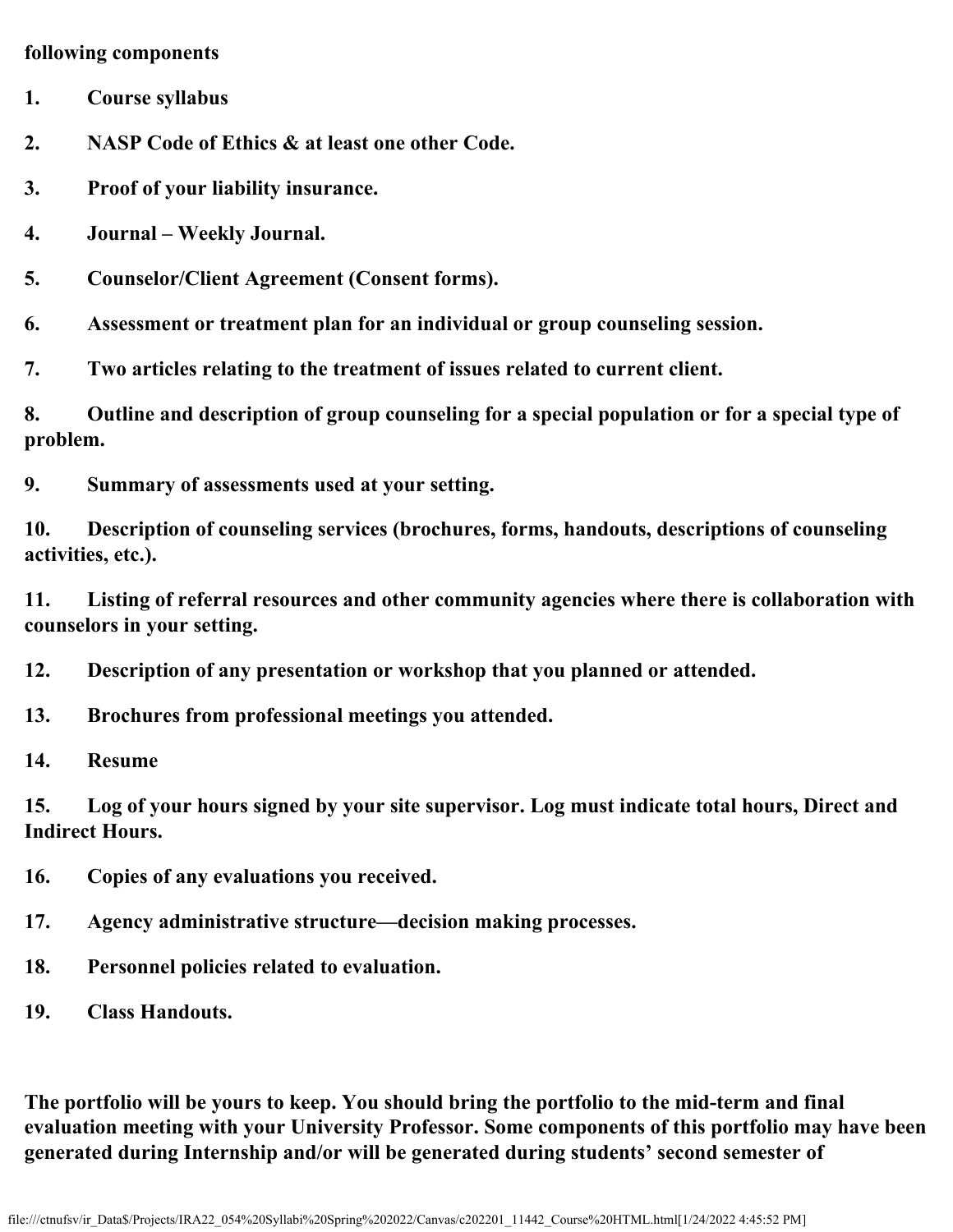**following components**

1. **Course syllabus**
2. **NASP Code of Ethics & at least one other Code.**
3. **Proof of your liability insurance.**
4. **Journal – Weekly Journal.**
5. **Counselor/Client Agreement (Consent forms).**
6. **Assessment or treatment plan for an individual or group counseling session.**
7. **Two articles relating to the treatment of issues related to current client.**
8. **Outline and description of group counseling for a special population or for a special type of problem.**
9. **Summary of assessments used at your setting.**
10. **Description of counseling services (brochures, forms, handouts, descriptions of counseling activities, etc.).**
11. **Listing of referral resources and other community agencies where there is collaboration with counselors in your setting.**
12. **Description of any presentation or workshop that you planned or attended.**
13. **Brochures from professional meetings you attended.**
14. **Resume**
15. **Log of your hours signed by your site supervisor. Log must indicate total hours, Direct and Indirect Hours.**
16. **Copies of any evaluations you received.**
17. **Agency administrative structure—decision making processes.**
18. **Personnel policies related to evaluation.**
19. **Class Handouts.**

**The portfolio will be yours to keep. You should bring the portfolio to the mid-term and final evaluation meeting with your University Professor. Some components of this portfolio may have been generated during Internship and/or will be generated during students' second semester of**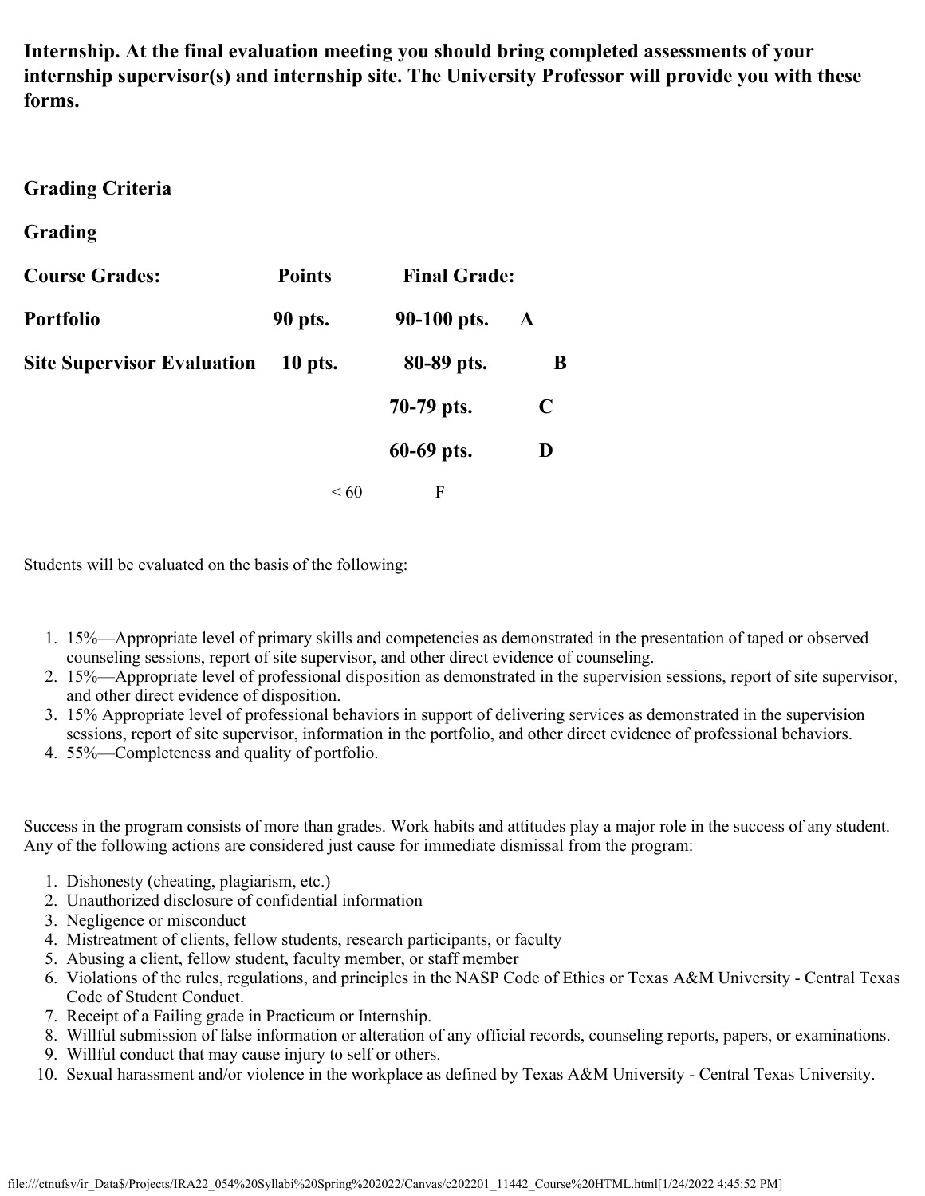**Internship. At the final evaluation meeting you should bring completed assessments of your internship supervisor(s) and internship site. The University Professor will provide you with these forms.**

## Grading Criteria

### Grading

| Course Grades: | Points | Final Grade: | |
|---|---|---|---|
| Portfolio | 90 pts. | 90-100 pts. | A |
| Site Supervisor Evaluation | 10 pts. | 80-89 pts. | B |
| | | 70-79 pts. | C |
| | | 60-69 pts. | D |
| | | < 60 | F |

Students will be evaluated on the basis of the following:

1. 15%—Appropriate level of primary skills and competencies as demonstrated in the presentation of taped or observed counseling sessions, report of site supervisor, and other direct evidence of counseling.
2. 15%—Appropriate level of professional disposition as demonstrated in the supervision sessions, report of site supervisor, and other direct evidence of disposition.
3. 15% Appropriate level of professional behaviors in support of delivering services as demonstrated in the supervision sessions, report of site supervisor, information in the portfolio, and other direct evidence of professional behaviors.
4. 55%—Completeness and quality of portfolio.

Success in the program consists of more than grades. Work habits and attitudes play a major role in the success of any student. Any of the following actions are considered just cause for immediate dismissal from the program:

1. Dishonesty (cheating, plagiarism, etc.)
2. Unauthorized disclosure of confidential information
3. Negligence or misconduct
4. Mistreatment of clients, fellow students, research participants, or faculty
5. Abusing a client, fellow student, faculty member, or staff member
6. Violations of the rules, regulations, and principles in the NASP Code of Ethics or Texas A&M University - Central Texas Code of Student Conduct.
7. Receipt of a Failing grade in Practicum or Internship.
8. Willful submission of false information or alteration of any official records, counseling reports, papers, or examinations.
9. Willful conduct that may cause injury to self or others.
10. Sexual harassment and/or violence in the workplace as defined by Texas A&M University - Central Texas University.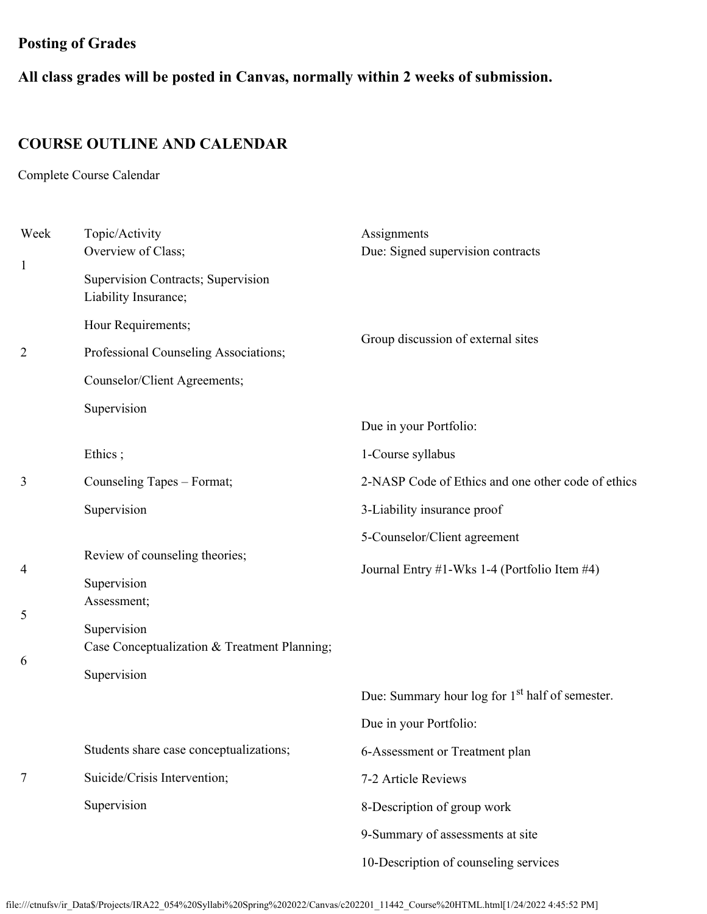**Posting of Grades**

**All class grades will be posted in Canvas, normally within 2 weeks of submission.**

## COURSE OUTLINE AND CALENDAR

Complete Course Calendar

| Week | Topic/Activity | Assignments |
| --- | --- | --- |
| 1 | Overview of Class; Supervision Contracts; Supervision Liability Insurance; | Due: Signed supervision contracts |
| 2 | Hour Requirements; Professional Counseling Associations; Counselor/Client Agreements; Supervision | Group discussion of external sites |
| 3 | Ethics ; Counseling Tapes – Format; Supervision | Due in your Portfolio: 1-Course syllabus 2-NASP Code of Ethics and one other code of ethics 3-Liability insurance proof 5-Counselor/Client agreement |
| 4 | Review of counseling theories; Supervision | Journal Entry #1-Wks 1-4 (Portfolio Item #4) |
| 5 | Assessment; Supervision | |
| 6 | Case Conceptualization & Treatment Planning; Supervision | |
| 7 | Students share case conceptualizations; Suicide/Crisis Intervention; Supervision | Due: Summary hour log for 1st half of semester. Due in your Portfolio: 6-Assessment or Treatment plan 7-2 Article Reviews 8-Description of group work 9-Summary of assessments at site 10-Description of counseling services |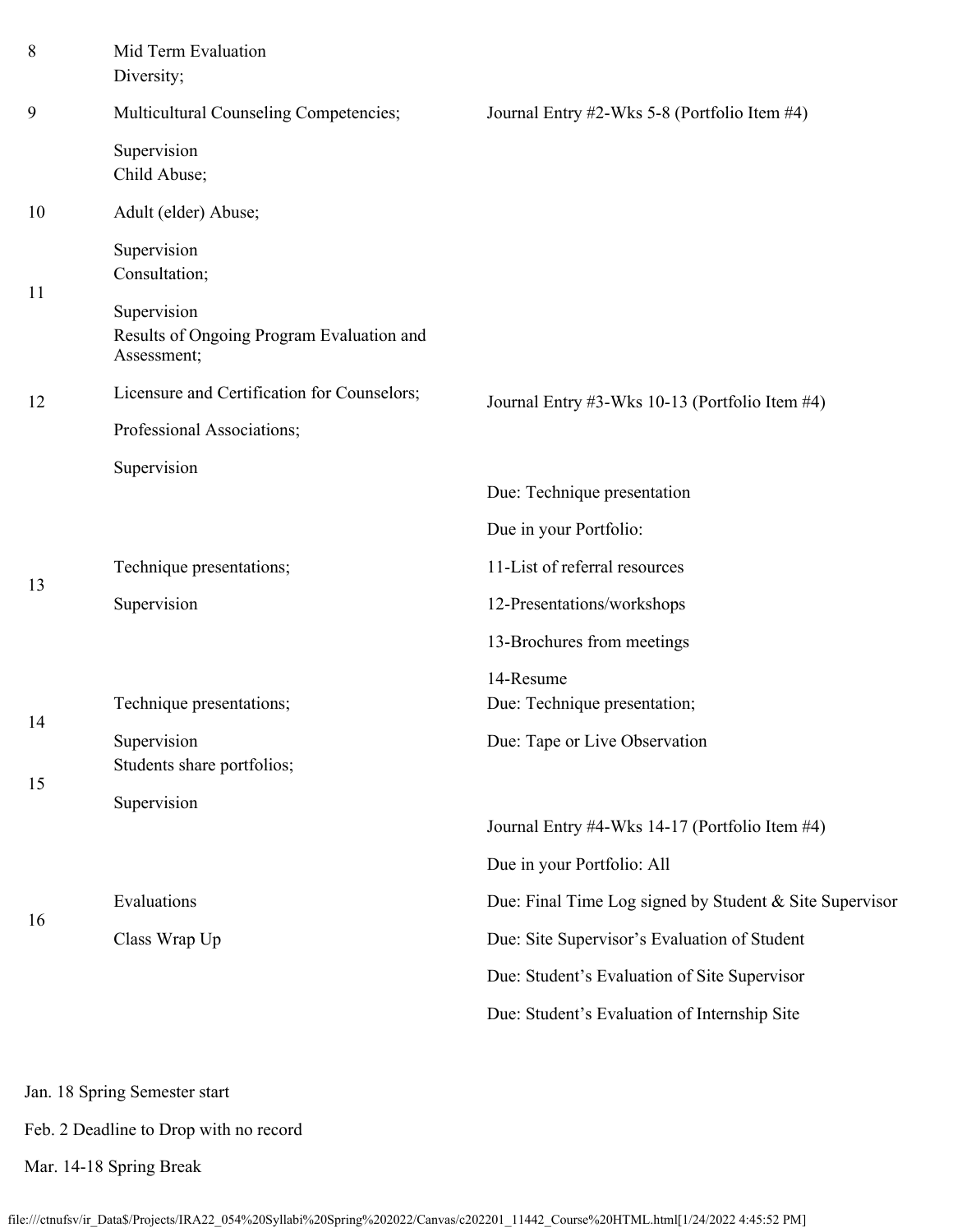| | | |
|---|---|---|
| 8 | Mid Term Evaluation<br>Diversity; | |
| 9 | Multicultural Counseling Competencies;<br>Supervision | Journal Entry #2-Wks 5-8 (Portfolio Item #4) |
| 10 | Child Abuse;<br>Adult (elder) Abuse;<br>Supervision | |
| 11 | Consultation;<br>Supervision | |
| 12 | Results of Ongoing Program Evaluation and Assessment;<br>Licensure and Certification for Counselors;<br>Professional Associations;<br>Supervision | Journal Entry #3-Wks 10-13 (Portfolio Item #4) |
| 13 | Technique presentations;<br>Supervision | Due: Technique presentation<br>Due in your Portfolio:<br>11-List of referral resources<br>12-Presentations/workshops<br>13-Brochures from meetings<br>14-Resume |
| 14 | Technique presentations;<br>Supervision | Due: Technique presentation;<br>Due: Tape or Live Observation |
| 15 | Students share portfolios;<br>Supervision | |
| 16 | Evaluations<br>Class Wrap Up | Journal Entry #4-Wks 14-17 (Portfolio Item #4)<br>Due in your Portfolio: All<br>Due: Final Time Log signed by Student & Site Supervisor<br>Due: Site Supervisor's Evaluation of Student<br>Due: Student's Evaluation of Site Supervisor<br>Due: Student's Evaluation of Internship Site |

Jan. 18 Spring Semester start

Feb. 2 Deadline to Drop with no record

Mar. 14-18 Spring Break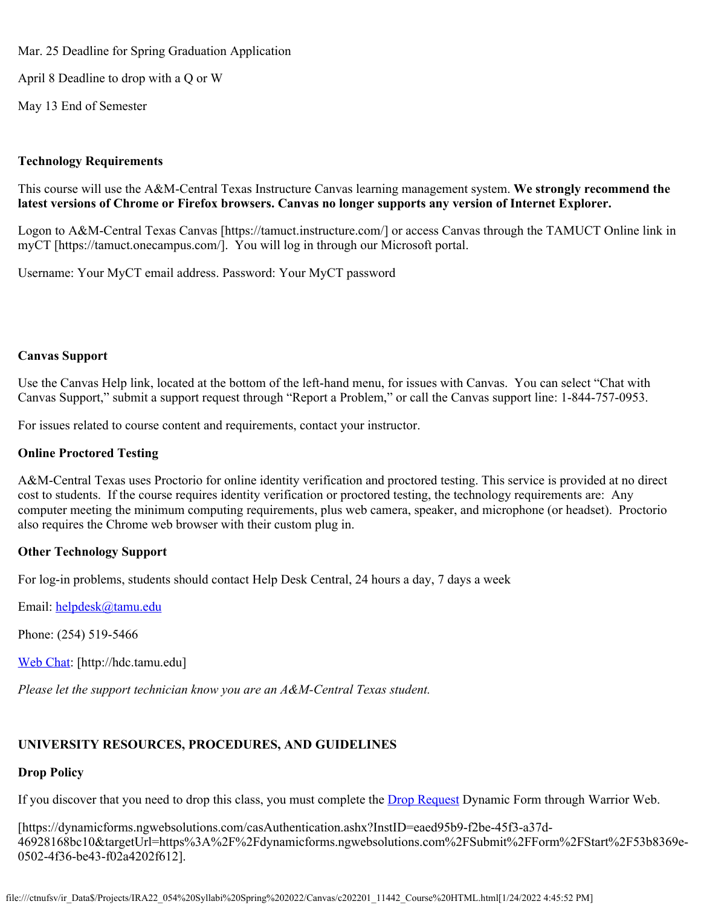Mar. 25 Deadline for Spring Graduation Application

April 8 Deadline to drop with a Q or W

May 13 End of Semester

**Technology Requirements**

This course will use the A&M-Central Texas Instructure Canvas learning management system. **We strongly recommend the latest versions of Chrome or Firefox browsers. Canvas no longer supports any version of Internet Explorer.**

Logon to A&M-Central Texas Canvas [https://tamuct.instructure.com/] or access Canvas through the TAMUCT Online link in myCT [https://tamuct.onecampus.com/].  You will log in through our Microsoft portal.

Username: Your MyCT email address. Password: Your MyCT password

**Canvas Support**

Use the Canvas Help link, located at the bottom of the left-hand menu, for issues with Canvas.  You can select "Chat with Canvas Support," submit a support request through "Report a Problem," or call the Canvas support line: 1-844-757-0953.

For issues related to course content and requirements, contact your instructor.

**Online Proctored Testing**

A&M-Central Texas uses Proctorio for online identity verification and proctored testing. This service is provided at no direct cost to students.  If the course requires identity verification or proctored testing, the technology requirements are:  Any computer meeting the minimum computing requirements, plus web camera, speaker, and microphone (or headset).  Proctorio also requires the Chrome web browser with their custom plug in.

**Other Technology Support**

For log-in problems, students should contact Help Desk Central, 24 hours a day, 7 days a week

Email: helpdesk@tamu.edu

Phone: (254) 519-5466

Web Chat: [http://hdc.tamu.edu]

*Please let the support technician know you are an A&M-Central Texas student.*

**UNIVERSITY RESOURCES, PROCEDURES, AND GUIDELINES**

**Drop Policy**

If you discover that you need to drop this class, you must complete the Drop Request Dynamic Form through Warrior Web.

[https://dynamicforms.ngwebsolutions.com/casAuthentication.ashx?InstID=eaed95b9-f2be-45f3-a37d-46928168bc10&targetUrl=https%3A%2F%2Fdynamicforms.ngwebsolutions.com%2FSubmit%2FForm%2FStart%2F53b8369e-0502-4f36-be43-f02a4202f612].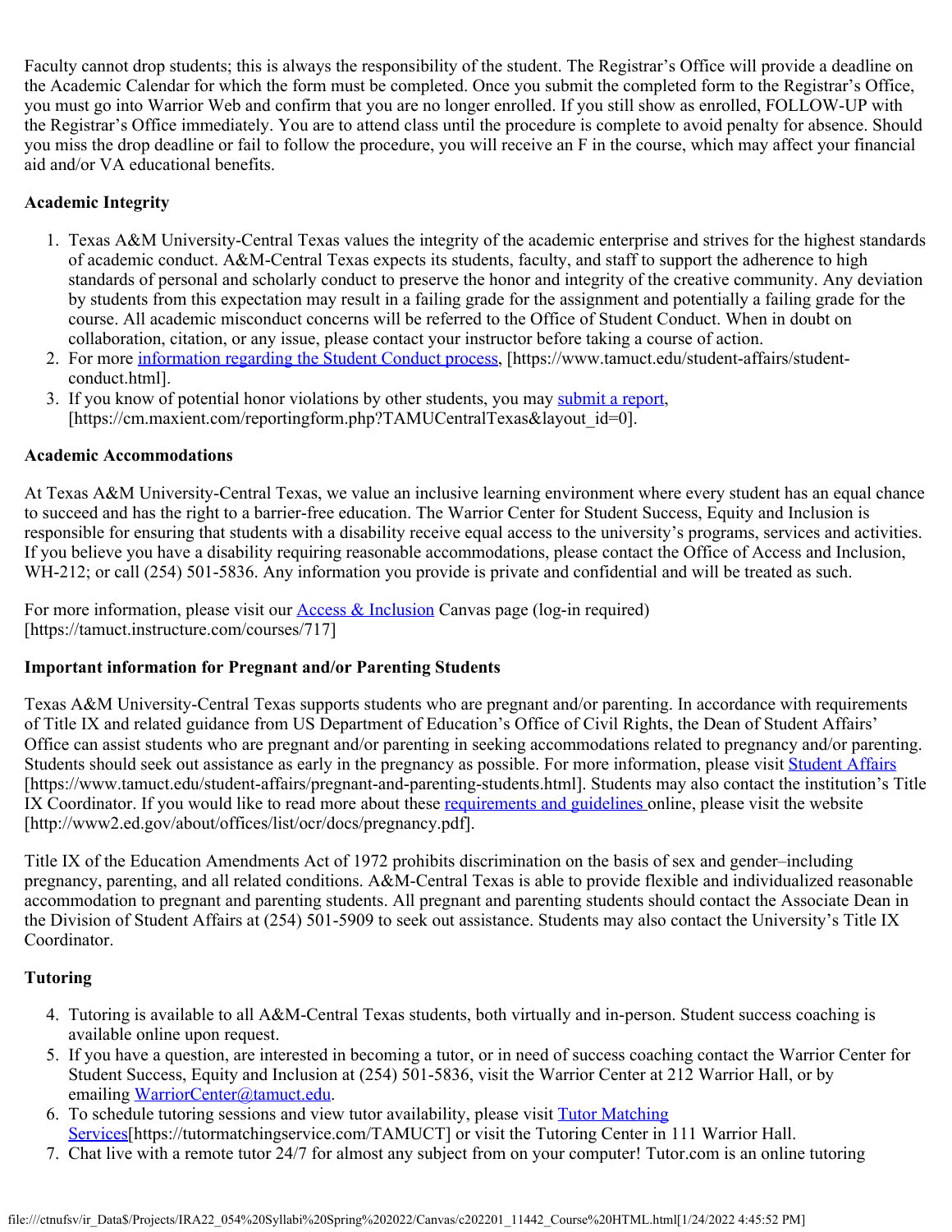Faculty cannot drop students; this is always the responsibility of the student. The Registrar's Office will provide a deadline on the Academic Calendar for which the form must be completed. Once you submit the completed form to the Registrar's Office, you must go into Warrior Web and confirm that you are no longer enrolled. If you still show as enrolled, FOLLOW-UP with the Registrar's Office immediately. You are to attend class until the procedure is complete to avoid penalty for absence. Should you miss the drop deadline or fail to follow the procedure, you will receive an F in the course, which may affect your financial aid and/or VA educational benefits.

**Academic Integrity**

1. Texas A&M University-Central Texas values the integrity of the academic enterprise and strives for the highest standards of academic conduct. A&M-Central Texas expects its students, faculty, and staff to support the adherence to high standards of personal and scholarly conduct to preserve the honor and integrity of the creative community. Any deviation by students from this expectation may result in a failing grade for the assignment and potentially a failing grade for the course. All academic misconduct concerns will be referred to the Office of Student Conduct. When in doubt on collaboration, citation, or any issue, please contact your instructor before taking a course of action.
2. For more information regarding the Student Conduct process, [https://www.tamuct.edu/student-affairs/student-conduct.html].
3. If you know of potential honor violations by other students, you may submit a report, [https://cm.maxient.com/reportingform.php?TAMUCentralTexas&layout_id=0].

**Academic Accommodations**

At Texas A&M University-Central Texas, we value an inclusive learning environment where every student has an equal chance to succeed and has the right to a barrier-free education. The Warrior Center for Student Success, Equity and Inclusion is responsible for ensuring that students with a disability receive equal access to the university's programs, services and activities. If you believe you have a disability requiring reasonable accommodations, please contact the Office of Access and Inclusion, WH-212; or call (254) 501-5836. Any information you provide is private and confidential and will be treated as such.

For more information, please visit our Access & Inclusion Canvas page (log-in required) [https://tamuct.instructure.com/courses/717]

**Important information for Pregnant and/or Parenting Students**

Texas A&M University-Central Texas supports students who are pregnant and/or parenting. In accordance with requirements of Title IX and related guidance from US Department of Education's Office of Civil Rights, the Dean of Student Affairs' Office can assist students who are pregnant and/or parenting in seeking accommodations related to pregnancy and/or parenting. Students should seek out assistance as early in the pregnancy as possible. For more information, please visit Student Affairs [https://www.tamuct.edu/student-affairs/pregnant-and-parenting-students.html]. Students may also contact the institution's Title IX Coordinator. If you would like to read more about these requirements and guidelines online, please visit the website [http://www2.ed.gov/about/offices/list/ocr/docs/pregnancy.pdf].

Title IX of the Education Amendments Act of 1972 prohibits discrimination on the basis of sex and gender–including pregnancy, parenting, and all related conditions. A&M-Central Texas is able to provide flexible and individualized reasonable accommodation to pregnant and parenting students. All pregnant and parenting students should contact the Associate Dean in the Division of Student Affairs at (254) 501-5909 to seek out assistance. Students may also contact the University's Title IX Coordinator.

**Tutoring**

4. Tutoring is available to all A&M-Central Texas students, both virtually and in-person. Student success coaching is available online upon request.
5. If you have a question, are interested in becoming a tutor, or in need of success coaching contact the Warrior Center for Student Success, Equity and Inclusion at (254) 501-5836, visit the Warrior Center at 212 Warrior Hall, or by emailing WarriorCenter@tamuct.edu.
6. To schedule tutoring sessions and view tutor availability, please visit Tutor Matching Services[https://tutormatchingservice.com/TAMUCT] or visit the Tutoring Center in 111 Warrior Hall.
7. Chat live with a remote tutor 24/7 for almost any subject from on your computer! Tutor.com is an online tutoring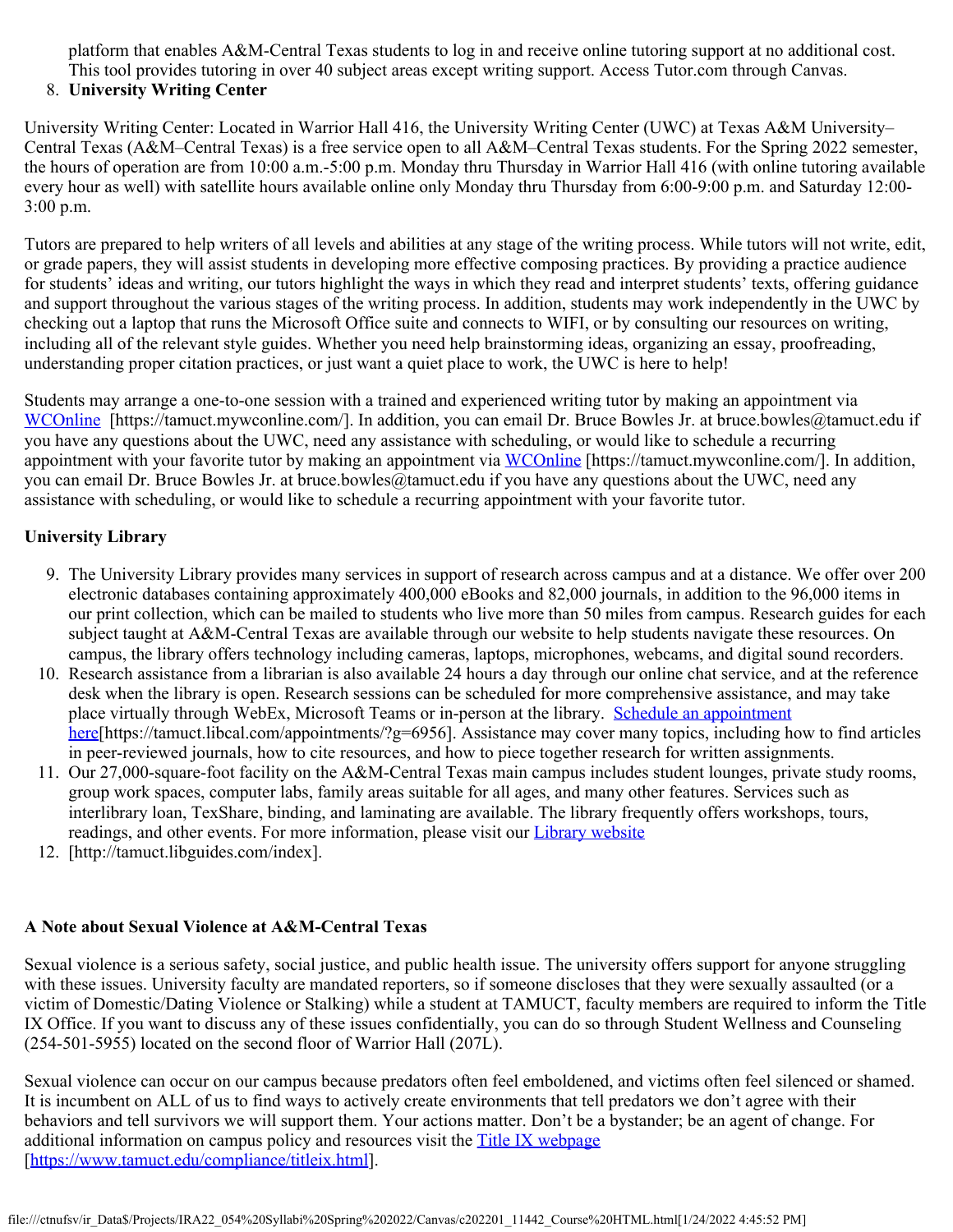platform that enables A&M-Central Texas students to log in and receive online tutoring support at no additional cost. This tool provides tutoring in over 40 subject areas except writing support. Access Tutor.com through Canvas.

8. **University Writing Center**

University Writing Center: Located in Warrior Hall 416, the University Writing Center (UWC) at Texas A&M University–Central Texas (A&M–Central Texas) is a free service open to all A&M–Central Texas students. For the Spring 2022 semester, the hours of operation are from 10:00 a.m.-5:00 p.m. Monday thru Thursday in Warrior Hall 416 (with online tutoring available every hour as well) with satellite hours available online only Monday thru Thursday from 6:00-9:00 p.m. and Saturday 12:00-3:00 p.m.

Tutors are prepared to help writers of all levels and abilities at any stage of the writing process. While tutors will not write, edit, or grade papers, they will assist students in developing more effective composing practices. By providing a practice audience for students' ideas and writing, our tutors highlight the ways in which they read and interpret students' texts, offering guidance and support throughout the various stages of the writing process. In addition, students may work independently in the UWC by checking out a laptop that runs the Microsoft Office suite and connects to WIFI, or by consulting our resources on writing, including all of the relevant style guides. Whether you need help brainstorming ideas, organizing an essay, proofreading, understanding proper citation practices, or just want a quiet place to work, the UWC is here to help!

Students may arrange a one-to-one session with a trained and experienced writing tutor by making an appointment via WCOnline [https://tamuct.mywconline.com/]. In addition, you can email Dr. Bruce Bowles Jr. at bruce.bowles@tamuct.edu if you have any questions about the UWC, need any assistance with scheduling, or would like to schedule a recurring appointment with your favorite tutor by making an appointment via WCOnline [https://tamuct.mywconline.com/]. In addition, you can email Dr. Bruce Bowles Jr. at bruce.bowles@tamuct.edu if you have any questions about the UWC, need any assistance with scheduling, or would like to schedule a recurring appointment with your favorite tutor.

**University Library**

9. The University Library provides many services in support of research across campus and at a distance. We offer over 200 electronic databases containing approximately 400,000 eBooks and 82,000 journals, in addition to the 96,000 items in our print collection, which can be mailed to students who live more than 50 miles from campus. Research guides for each subject taught at A&M-Central Texas are available through our website to help students navigate these resources. On campus, the library offers technology including cameras, laptops, microphones, webcams, and digital sound recorders.
10. Research assistance from a librarian is also available 24 hours a day through our online chat service, and at the reference desk when the library is open. Research sessions can be scheduled for more comprehensive assistance, and may take place virtually through WebEx, Microsoft Teams or in-person at the library. Schedule an appointment here[https://tamuct.libcal.com/appointments/?g=6956]. Assistance may cover many topics, including how to find articles in peer-reviewed journals, how to cite resources, and how to piece together research for written assignments.
11. Our 27,000-square-foot facility on the A&M-Central Texas main campus includes student lounges, private study rooms, group work spaces, computer labs, family areas suitable for all ages, and many other features. Services such as interlibrary loan, TexShare, binding, and laminating are available. The library frequently offers workshops, tours, readings, and other events. For more information, please visit our Library website
12. [http://tamuct.libguides.com/index].

**A Note about Sexual Violence at A&M-Central Texas**

Sexual violence is a serious safety, social justice, and public health issue. The university offers support for anyone struggling with these issues. University faculty are mandated reporters, so if someone discloses that they were sexually assaulted (or a victim of Domestic/Dating Violence or Stalking) while a student at TAMUCT, faculty members are required to inform the Title IX Office. If you want to discuss any of these issues confidentially, you can do so through Student Wellness and Counseling (254-501-5955) located on the second floor of Warrior Hall (207L).

Sexual violence can occur on our campus because predators often feel emboldened, and victims often feel silenced or shamed. It is incumbent on ALL of us to find ways to actively create environments that tell predators we don't agree with their behaviors and tell survivors we will support them. Your actions matter. Don't be a bystander; be an agent of change. For additional information on campus policy and resources visit the Title IX webpage [https://www.tamuct.edu/compliance/titleix.html].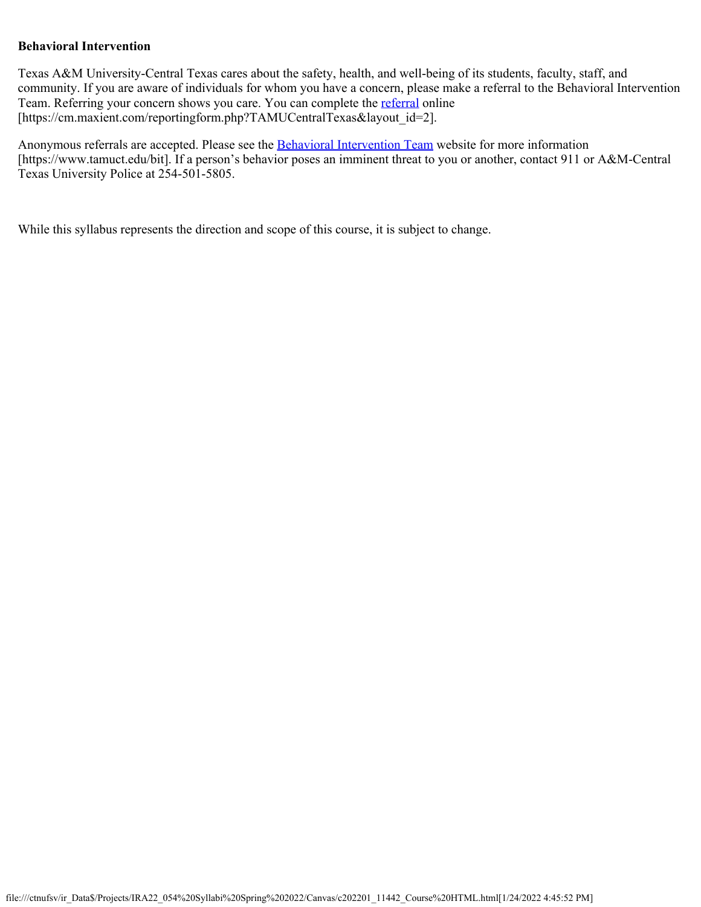**Behavioral Intervention**

Texas A&M University-Central Texas cares about the safety, health, and well-being of its students, faculty, staff, and community. If you are aware of individuals for whom you have a concern, please make a referral to the Behavioral Intervention Team. Referring your concern shows you care. You can complete the referral online [https://cm.maxient.com/reportingform.php?TAMUCentralTexas&layout_id=2].

Anonymous referrals are accepted. Please see the Behavioral Intervention Team website for more information [https://www.tamuct.edu/bit]. If a person's behavior poses an imminent threat to you or another, contact 911 or A&M-Central Texas University Police at 254-501-5805.

While this syllabus represents the direction and scope of this course, it is subject to change.